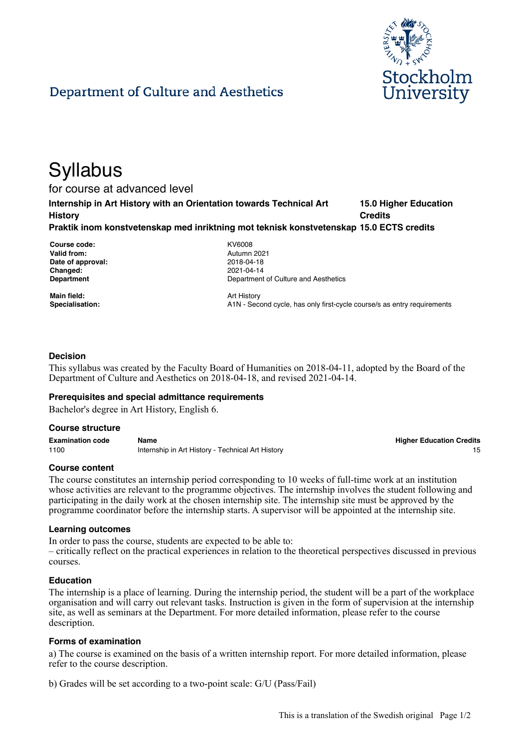Department of Culture and Aesthetics

Stockholm University

# Syllabus

for course at advanced level

**Internship in Art History with an Orientation towards Technical Art History** — **15.0 Higher Education Credits**

**Praktik inom konstvetenskap med inriktning mot teknisk konstvetenskap** — **15.0 ECTS credits**

| | |
|---|---|
| **Course code:** | KV6008 |
| **Valid from:** | Autumn 2021 |
| **Date of approval:** | 2018-04-18 |
| **Changed:** | 2021-04-14 |
| **Department** | Department of Culture and Aesthetics |
| **Main field:** | Art History |
| **Specialisation:** | A1N - Second cycle, has only first-cycle course/s as entry requirements |

### Decision

This syllabus was created by the Faculty Board of Humanities on 2018-04-11, adopted by the Board of the Department of Culture and Aesthetics on 2018-04-18, and revised 2021-04-14.

### Prerequisites and special admittance requirements

Bachelor's degree in Art History, English 6.

### Course structure

| Examination code | Name | Higher Education Credits |
|---|---|---|
| 1100 | Internship in Art History - Technical Art History | 15 |

### Course content

The course constitutes an internship period corresponding to 10 weeks of full-time work at an institution whose activities are relevant to the programme objectives. The internship involves the student following and participating in the daily work at the chosen internship site. The internship site must be approved by the programme coordinator before the internship starts. A supervisor will be appointed at the internship site.

### Learning outcomes

In order to pass the course, students are expected to be able to:
– critically reflect on the practical experiences in relation to the theoretical perspectives discussed in previous courses.

### Education

The internship is a place of learning. During the internship period, the student will be a part of the workplace organisation and will carry out relevant tasks. Instruction is given in the form of supervision at the internship site, as well as seminars at the Department. For more detailed information, please refer to the course description.

### Forms of examination

a) The course is examined on the basis of a written internship report. For more detailed information, please refer to the course description.

b) Grades will be set according to a two-point scale: G/U (Pass/Fail)

This is a translation of the Swedish original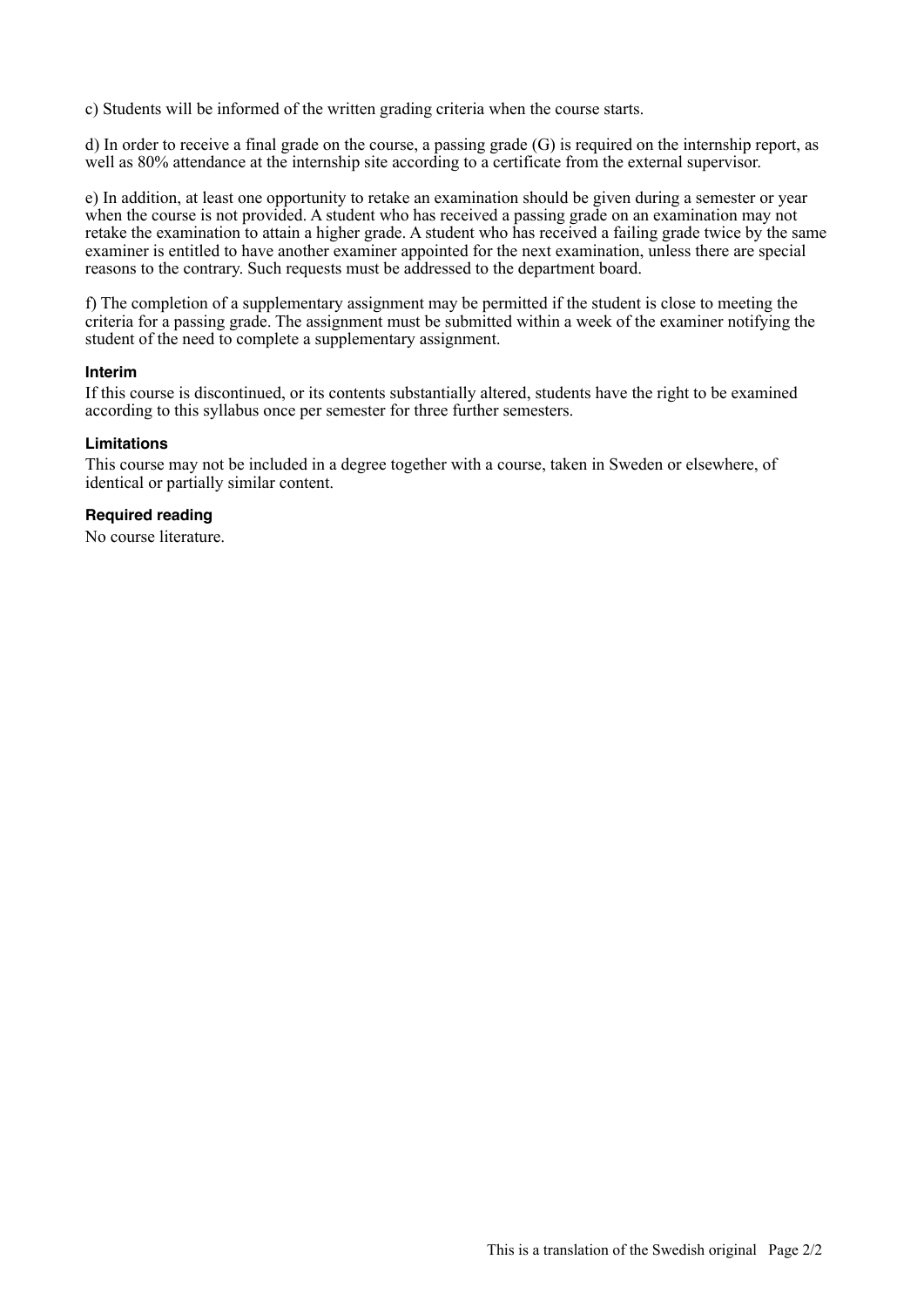c) Students will be informed of the written grading criteria when the course starts.

d) In order to receive a final grade on the course, a passing grade (G) is required on the internship report, as well as 80% attendance at the internship site according to a certificate from the external supervisor.

e) In addition, at least one opportunity to retake an examination should be given during a semester or year when the course is not provided. A student who has received a passing grade on an examination may not retake the examination to attain a higher grade. A student who has received a failing grade twice by the same examiner is entitled to have another examiner appointed for the next examination, unless there are special reasons to the contrary. Such requests must be addressed to the department board.

f) The completion of a supplementary assignment may be permitted if the student is close to meeting the criteria for a passing grade. The assignment must be submitted within a week of the examiner notifying the student of the need to complete a supplementary assignment.

### Interim

If this course is discontinued, or its contents substantially altered, students have the right to be examined according to this syllabus once per semester for three further semesters.

### Limitations

This course may not be included in a degree together with a course, taken in Sweden or elsewhere, of identical or partially similar content.

### Required reading

No course literature.